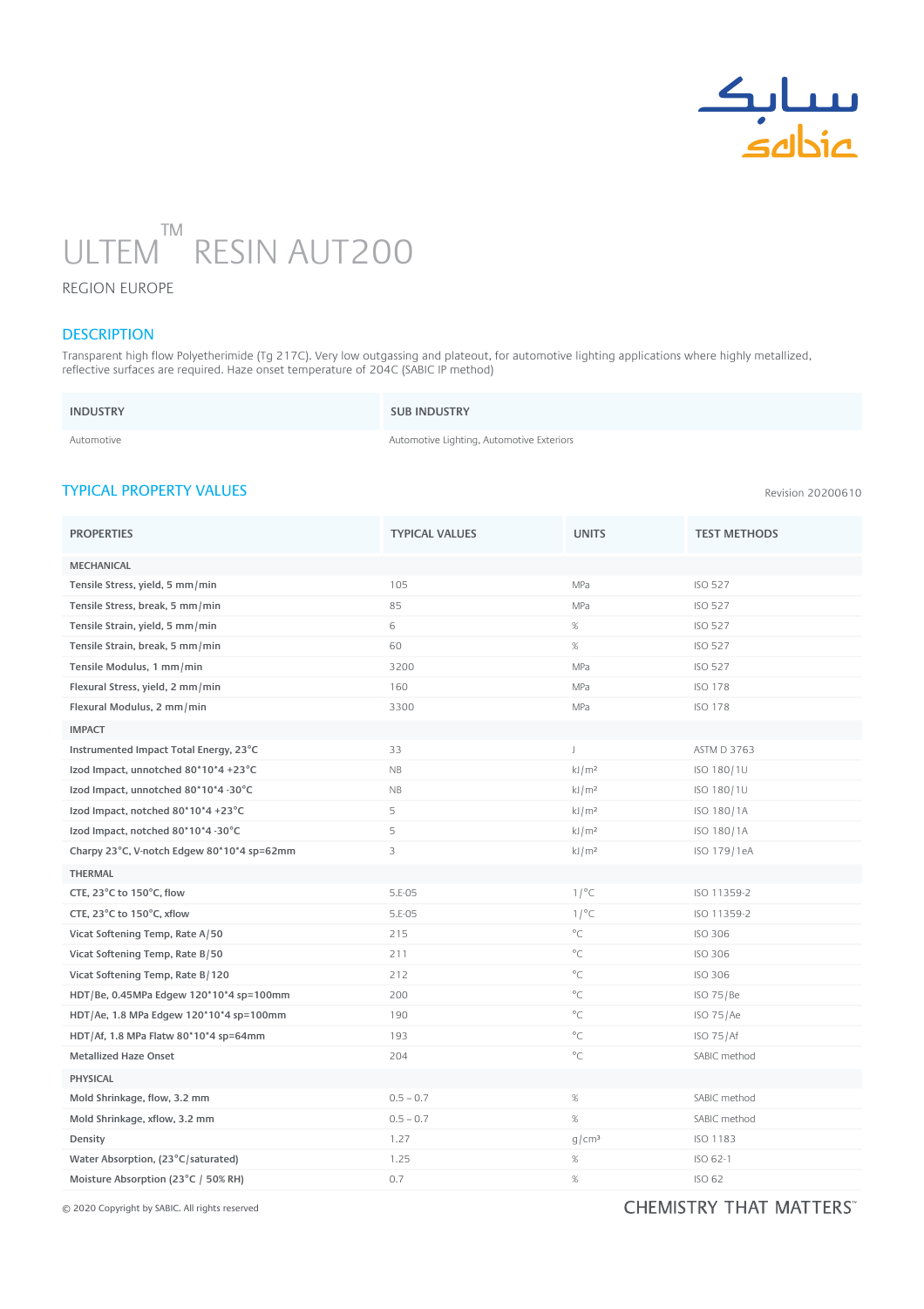# ULTEM™ RESIN AUT200

REGION EUROPE

## DESCRIPTION

Transparent high flow Polyetherimide (Tg 217C). Very low outgassing and plateout, for automotive lighting applications where highly metallized, reflective surfaces are required. Haze onset temperature of 204C (SABIC IP method)

| INDUSTRY | SUB INDUSTRY |
|---|---|
| Automotive | Automotive Lighting, Automotive Exteriors |

## TYPICAL PROPERTY VALUES

Revision 20200610

| PROPERTIES | TYPICAL VALUES | UNITS | TEST METHODS |
|---|---|---|---|
| MECHANICAL | | | |
| Tensile Stress, yield, 5 mm/min | 105 | MPa | ISO 527 |
| Tensile Stress, break, 5 mm/min | 85 | MPa | ISO 527 |
| Tensile Strain, yield, 5 mm/min | 6 | % | ISO 527 |
| Tensile Strain, break, 5 mm/min | 60 | % | ISO 527 |
| Tensile Modulus, 1 mm/min | 3200 | MPa | ISO 527 |
| Flexural Stress, yield, 2 mm/min | 160 | MPa | ISO 178 |
| Flexural Modulus, 2 mm/min | 3300 | MPa | ISO 178 |
| IMPACT | | | |
| Instrumented Impact Total Energy, 23°C | 33 | J | ASTM D 3763 |
| Izod Impact, unnotched 80*10*4 +23°C | NB | kJ/m² | ISO 180/1U |
| Izod Impact, unnotched 80*10*4 -30°C | NB | kJ/m² | ISO 180/1U |
| Izod Impact, notched 80*10*4 +23°C | 5 | kJ/m² | ISO 180/1A |
| Izod Impact, notched 80*10*4 -30°C | 5 | kJ/m² | ISO 180/1A |
| Charpy 23°C, V-notch Edgew 80*10*4 sp=62mm | 3 | kJ/m² | ISO 179/1eA |
| THERMAL | | | |
| CTE, 23°C to 150°C, flow | 5.E-05 | 1/°C | ISO 11359-2 |
| CTE, 23°C to 150°C, xflow | 5.E-05 | 1/°C | ISO 11359-2 |
| Vicat Softening Temp, Rate A/50 | 215 | °C | ISO 306 |
| Vicat Softening Temp, Rate B/50 | 211 | °C | ISO 306 |
| Vicat Softening Temp, Rate B/120 | 212 | °C | ISO 306 |
| HDT/Be, 0.45MPa Edgew 120*10*4 sp=100mm | 200 | °C | ISO 75/Be |
| HDT/Ae, 1.8 MPa Edgew 120*10*4 sp=100mm | 190 | °C | ISO 75/Ae |
| HDT/Af, 1.8 MPa Flatw 80*10*4 sp=64mm | 193 | °C | ISO 75/Af |
| Metallized Haze Onset | 204 | °C | SABIC method |
| PHYSICAL | | | |
| Mold Shrinkage, flow, 3.2 mm | 0.5 – 0.7 | % | SABIC method |
| Mold Shrinkage, xflow, 3.2 mm | 0.5 – 0.7 | % | SABIC method |
| Density | 1.27 | g/cm³ | ISO 1183 |
| Water Absorption, (23°C/saturated) | 1.25 | % | ISO 62-1 |
| Moisture Absorption (23°C / 50% RH) | 0.7 | % | ISO 62 |

© 2020 Copyright by SABIC. All rights reserved

CHEMISTRY THAT MATTERS™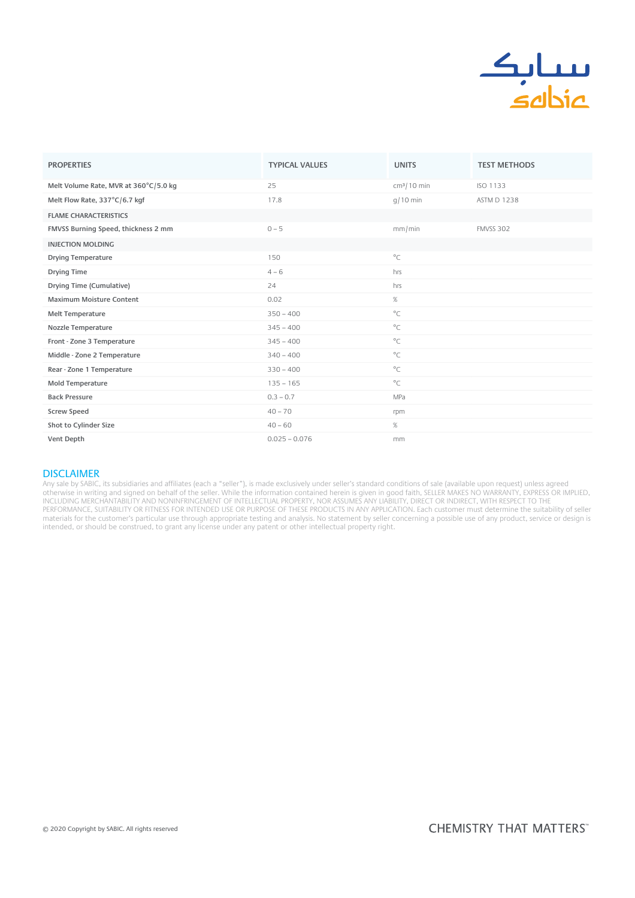| PROPERTIES | TYPICAL VALUES | UNITS | TEST METHODS |
|---|---|---|---|
| Melt Volume Rate, MVR at 360°C/5.0 kg | 25 | cm³/10 min | ISO 1133 |
| Melt Flow Rate, 337°C/6.7 kgf | 17.8 | g/10 min | ASTM D 1238 |
| FLAME CHARACTERISTICS | | | |
| FMVSS Burning Speed, thickness 2 mm | 0 – 5 | mm/min | FMVSS 302 |
| INJECTION MOLDING | | | |
| Drying Temperature | 150 | °C | |
| Drying Time | 4 – 6 | hrs | |
| Drying Time (Cumulative) | 24 | hrs | |
| Maximum Moisture Content | 0.02 | % | |
| Melt Temperature | 350 – 400 | °C | |
| Nozzle Temperature | 345 – 400 | °C | |
| Front - Zone 3 Temperature | 345 – 400 | °C | |
| Middle - Zone 2 Temperature | 340 – 400 | °C | |
| Rear - Zone 1 Temperature | 330 – 400 | °C | |
| Mold Temperature | 135 – 165 | °C | |
| Back Pressure | 0.3 – 0.7 | MPa | |
| Screw Speed | 40 – 70 | rpm | |
| Shot to Cylinder Size | 40 – 60 | % | |
| Vent Depth | 0.025 – 0.076 | mm | |

## DISCLAIMER

Any sale by SABIC, its subsidiaries and affiliates (each a "seller"), is made exclusively under seller's standard conditions of sale (available upon request) unless agreed otherwise in writing and signed on behalf of the seller. While the information contained herein is given in good faith, SELLER MAKES NO WARRANTY, EXPRESS OR IMPLIED, INCLUDING MERCHANTABILITY AND NONINFRINGEMENT OF INTELLECTUAL PROPERTY, NOR ASSUMES ANY LIABILITY, DIRECT OR INDIRECT, WITH RESPECT TO THE PERFORMANCE, SUITABILITY OR FITNESS FOR INTENDED USE OR PURPOSE OF THESE PRODUCTS IN ANY APPLICATION. Each customer must determine the suitability of seller materials for the customer's particular use through appropriate testing and analysis. No statement by seller concerning a possible use of any product, service or design is intended, or should be construed, to grant any license under any patent or other intellectual property right.

© 2020 Copyright by SABIC. All rights reserved

CHEMISTRY THAT MATTERS™